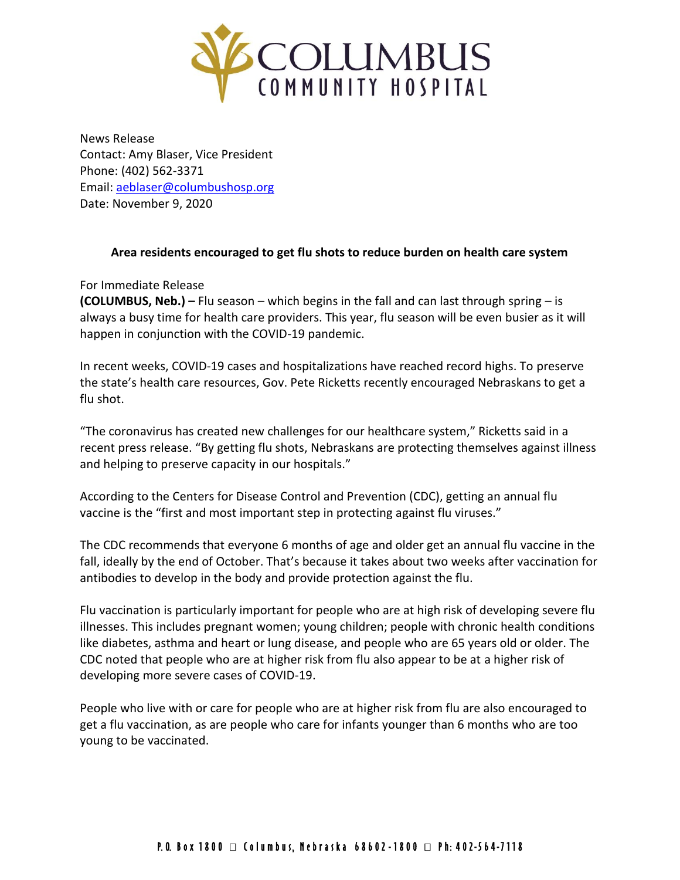COLUMBUS COMMUNITY HOSPITAL

News Release
Contact: Amy Blaser, Vice President
Phone: (402) 562-3371
Email: aeblaser@columbushosp.org
Date: November 9, 2020

**Area residents encouraged to get flu shots to reduce burden on health care system**

For Immediate Release

**(COLUMBUS, Neb.) –** Flu season – which begins in the fall and can last through spring – is always a busy time for health care providers. This year, flu season will be even busier as it will happen in conjunction with the COVID-19 pandemic.

In recent weeks, COVID-19 cases and hospitalizations have reached record highs. To preserve the state's health care resources, Gov. Pete Ricketts recently encouraged Nebraskans to get a flu shot.

"The coronavirus has created new challenges for our healthcare system," Ricketts said in a recent press release. "By getting flu shots, Nebraskans are protecting themselves against illness and helping to preserve capacity in our hospitals."

According to the Centers for Disease Control and Prevention (CDC), getting an annual flu vaccine is the "first and most important step in protecting against flu viruses."

The CDC recommends that everyone 6 months of age and older get an annual flu vaccine in the fall, ideally by the end of October. That's because it takes about two weeks after vaccination for antibodies to develop in the body and provide protection against the flu.

Flu vaccination is particularly important for people who are at high risk of developing severe flu illnesses. This includes pregnant women; young children; people with chronic health conditions like diabetes, asthma and heart or lung disease, and people who are 65 years old or older. The CDC noted that people who are at higher risk from flu also appear to be at a higher risk of developing more severe cases of COVID-19.

People who live with or care for people who are at higher risk from flu are also encouraged to get a flu vaccination, as are people who care for infants younger than 6 months who are too young to be vaccinated.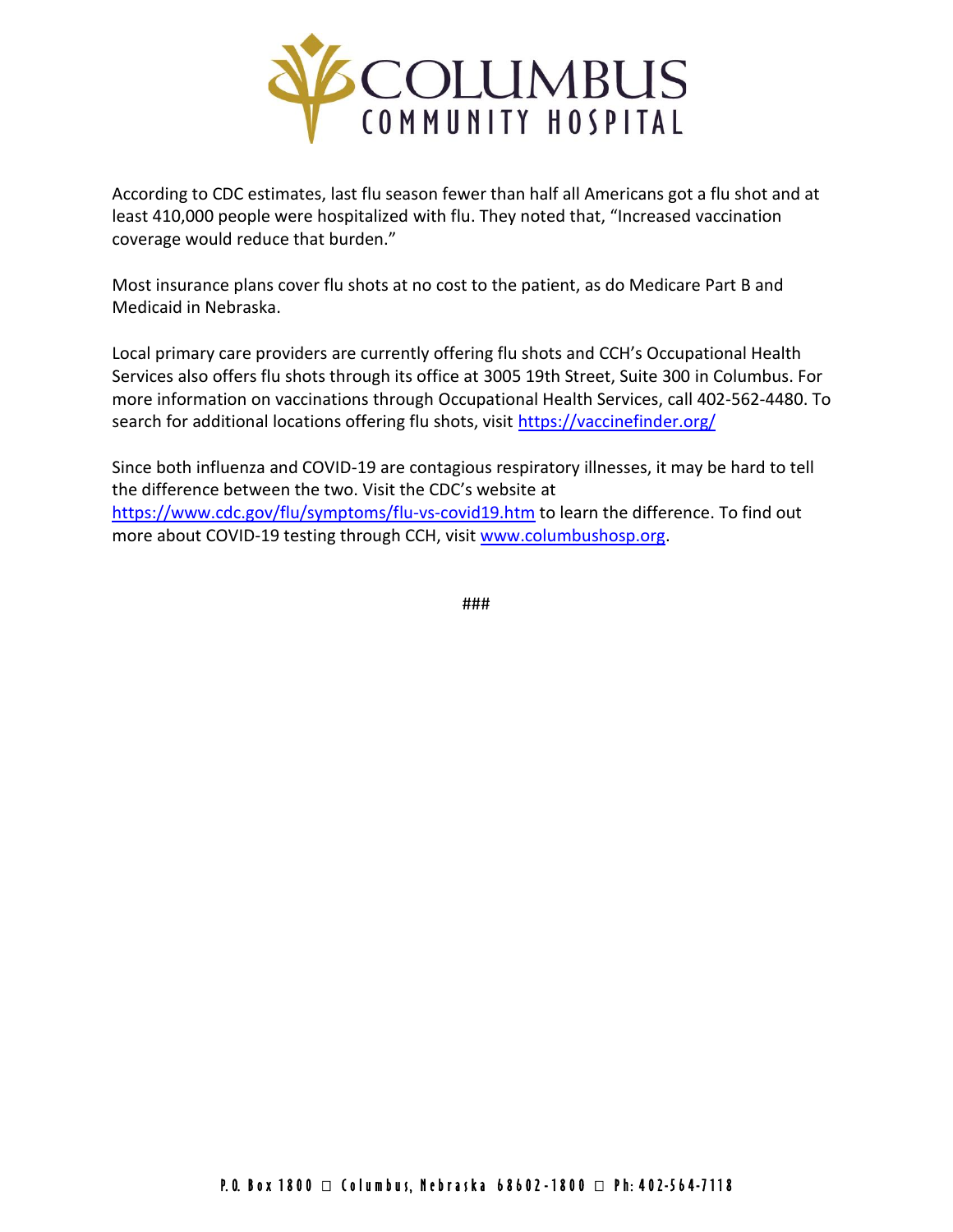According to CDC estimates, last flu season fewer than half all Americans got a flu shot and at least 410,000 people were hospitalized with flu. They noted that, "Increased vaccination coverage would reduce that burden."

Most insurance plans cover flu shots at no cost to the patient, as do Medicare Part B and Medicaid in Nebraska.

Local primary care providers are currently offering flu shots and CCH's Occupational Health Services also offers flu shots through its office at 3005 19th Street, Suite 300 in Columbus. For more information on vaccinations through Occupational Health Services, call 402-562-4480. To search for additional locations offering flu shots, visit https://vaccinefinder.org/

Since both influenza and COVID-19 are contagious respiratory illnesses, it may be hard to tell the difference between the two. Visit the CDC's website at https://www.cdc.gov/flu/symptoms/flu-vs-covid19.htm to learn the difference. To find out more about COVID-19 testing through CCH, visit www.columbushosp.org.

###